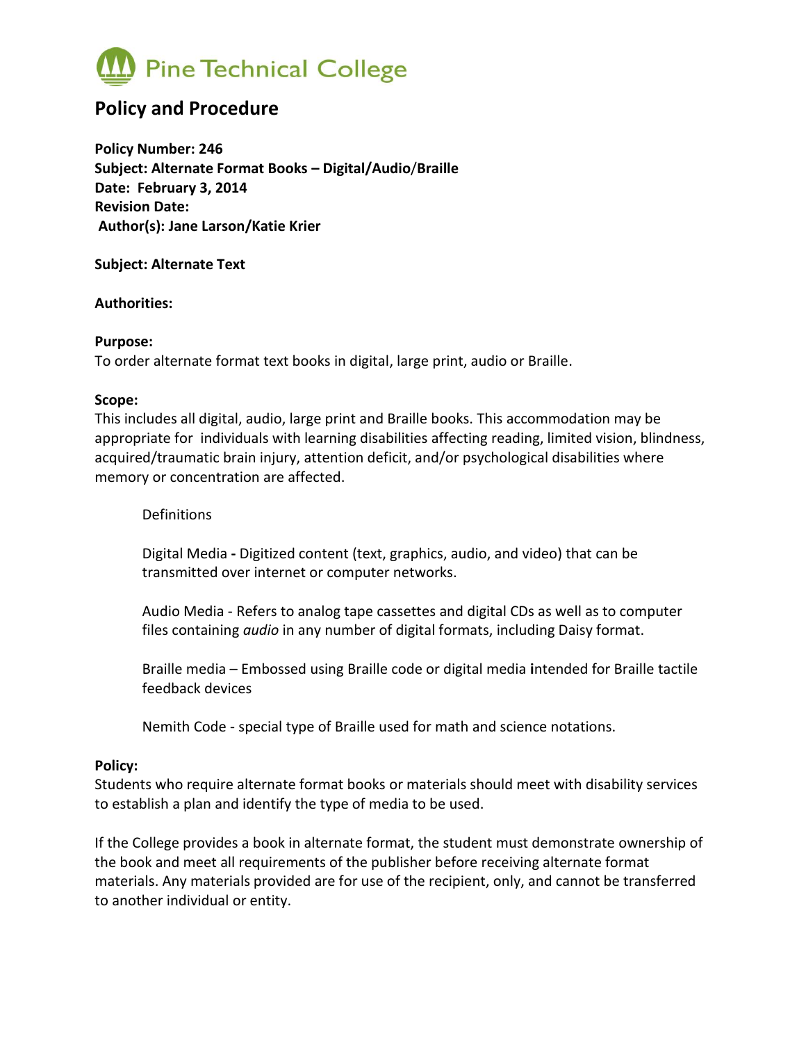Pine Technical College

# Policy and Procedure

**Policy Number: 246**
**Subject: Alternate Format Books – Digital/Audio/Braille**
**Date: February 3, 2014**
**Revision Date:**
**Author(s): Jane Larson/Katie Krier**

**Subject: Alternate Text**

**Authorities:**

**Purpose:**
To order alternate format text books in digital, large print, audio or Braille.

**Scope:**
This includes all digital, audio, large print and Braille books. This accommodation may be appropriate for individuals with learning disabilities affecting reading, limited vision, blindness, acquired/traumatic brain injury, attention deficit, and/or psychological disabilities where memory or concentration are affected.

Definitions

Digital Media **-** Digitized content (text, graphics, audio, and video) that can be transmitted over internet or computer networks.

Audio Media - Refers to analog tape cassettes and digital CDs as well as to computer files containing *audio* in any number of digital formats, including Daisy format.

Braille media – Embossed using Braille code or digital media **i**ntended for Braille tactile feedback devices

Nemith Code - special type of Braille used for math and science notations.

**Policy:**
Students who require alternate format books or materials should meet with disability services to establish a plan and identify the type of media to be used.

If the College provides a book in alternate format, the student must demonstrate ownership of the book and meet all requirements of the publisher before receiving alternate format materials. Any materials provided are for use of the recipient, only, and cannot be transferred to another individual or entity.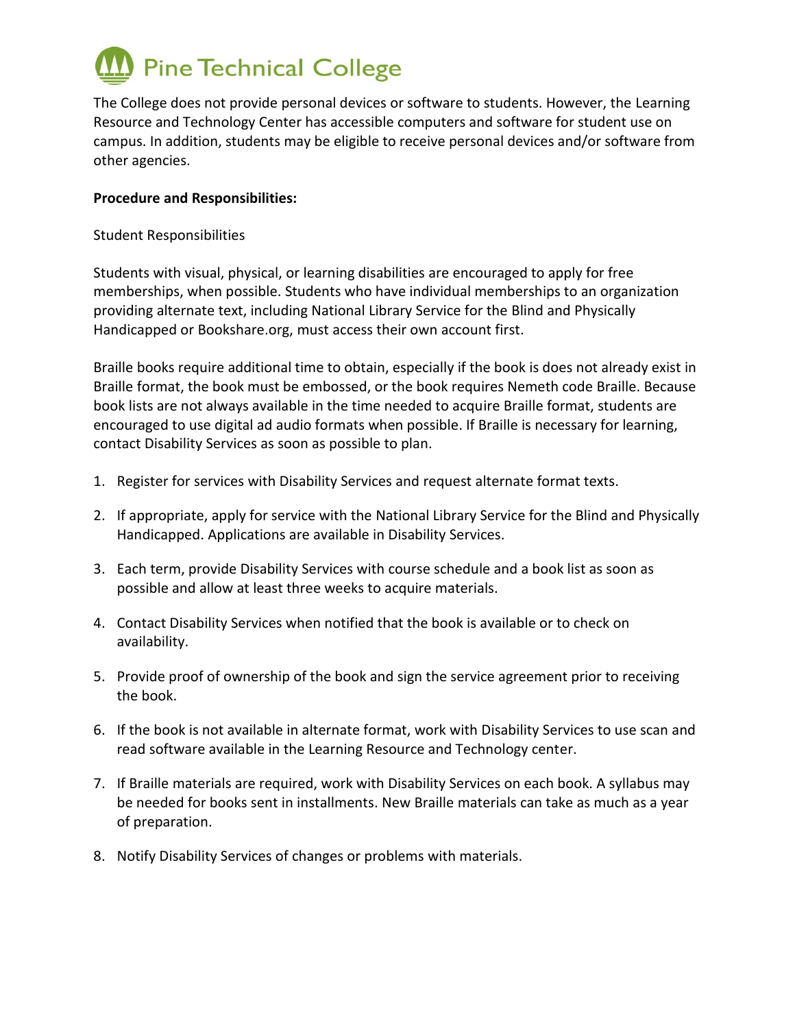The College does not provide personal devices or software to students. However, the Learning Resource and Technology Center has accessible computers and software for student use on campus. In addition, students may be eligible to receive personal devices and/or software from other agencies.

**Procedure and Responsibilities:**

Student Responsibilities

Students with visual, physical, or learning disabilities are encouraged to apply for free memberships, when possible. Students who have individual memberships to an organization providing alternate text, including National Library Service for the Blind and Physically Handicapped or Bookshare.org, must access their own account first.

Braille books require additional time to obtain, especially if the book is does not already exist in Braille format, the book must be embossed, or the book requires Nemeth code Braille. Because book lists are not always available in the time needed to acquire Braille format, students are encouraged to use digital ad audio formats when possible. If Braille is necessary for learning, contact Disability Services as soon as possible to plan.

1. Register for services with Disability Services and request alternate format texts.
2. If appropriate, apply for service with the National Library Service for the Blind and Physically Handicapped. Applications are available in Disability Services.
3. Each term, provide Disability Services with course schedule and a book list as soon as possible and allow at least three weeks to acquire materials.
4. Contact Disability Services when notified that the book is available or to check on availability.
5. Provide proof of ownership of the book and sign the service agreement prior to receiving the book.
6. If the book is not available in alternate format, work with Disability Services to use scan and read software available in the Learning Resource and Technology center.
7. If Braille materials are required, work with Disability Services on each book. A syllabus may be needed for books sent in installments. New Braille materials can take as much as a year of preparation.
8. Notify Disability Services of changes or problems with materials.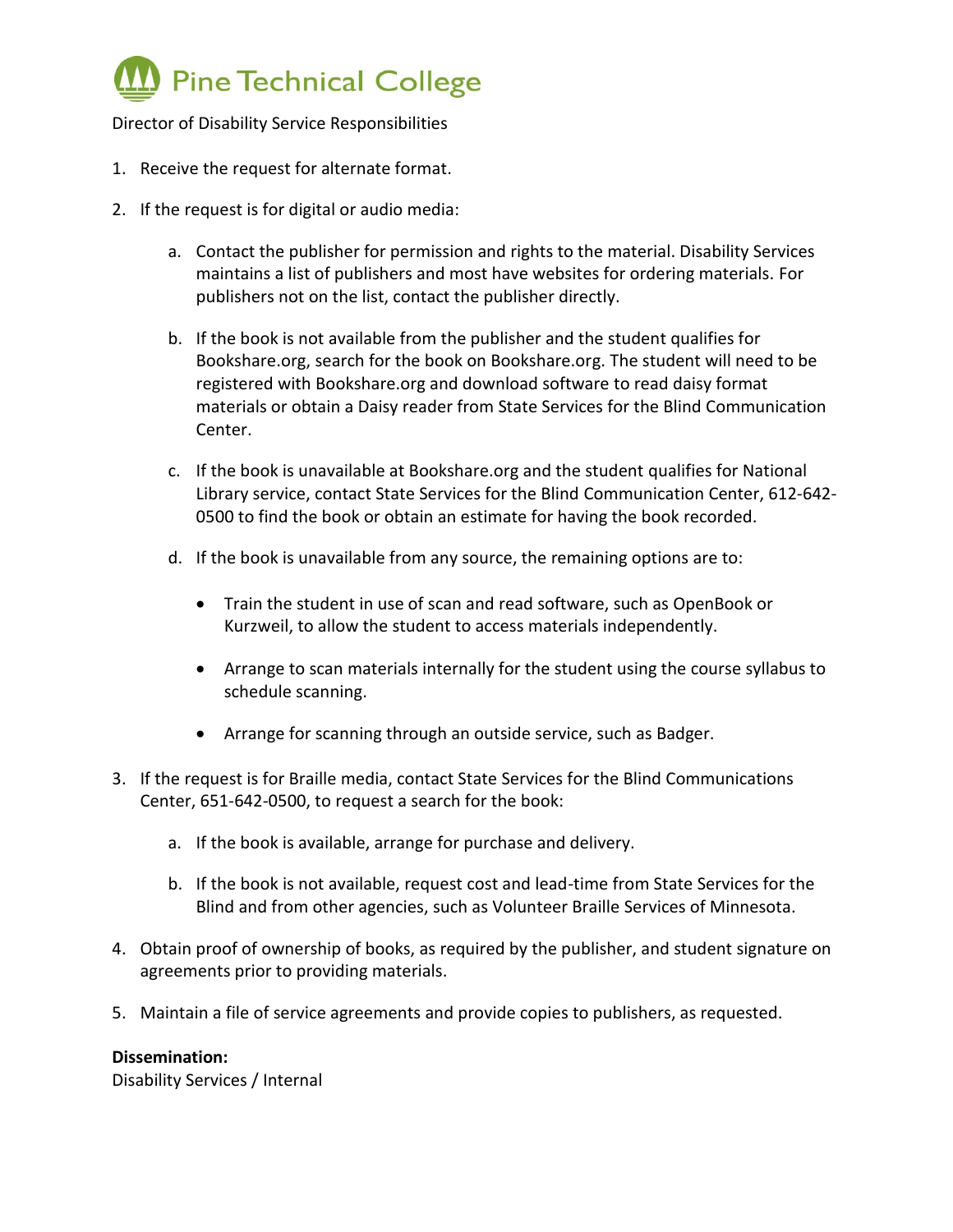Pine Technical College

Director of Disability Service Responsibilities

1. Receive the request for alternate format.
2. If the request is for digital or audio media:
    a. Contact the publisher for permission and rights to the material. Disability Services maintains a list of publishers and most have websites for ordering materials. For publishers not on the list, contact the publisher directly.
    b. If the book is not available from the publisher and the student qualifies for Bookshare.org, search for the book on Bookshare.org. The student will need to be registered with Bookshare.org and download software to read daisy format materials or obtain a Daisy reader from State Services for the Blind Communication Center.
    c. If the book is unavailable at Bookshare.org and the student qualifies for National Library service, contact State Services for the Blind Communication Center, 612-642-0500 to find the book or obtain an estimate for having the book recorded.
    d. If the book is unavailable from any source, the remaining options are to:
        - Train the student in use of scan and read software, such as OpenBook or Kurzweil, to allow the student to access materials independently.
        - Arrange to scan materials internally for the student using the course syllabus to schedule scanning.
        - Arrange for scanning through an outside service, such as Badger.
3. If the request is for Braille media, contact State Services for the Blind Communications Center, 651-642-0500, to request a search for the book:
    a. If the book is available, arrange for purchase and delivery.
    b. If the book is not available, request cost and lead-time from State Services for the Blind and from other agencies, such as Volunteer Braille Services of Minnesota.
4. Obtain proof of ownership of books, as required by the publisher, and student signature on agreements prior to providing materials.
5. Maintain a file of service agreements and provide copies to publishers, as requested.

**Dissemination:**
Disability Services / Internal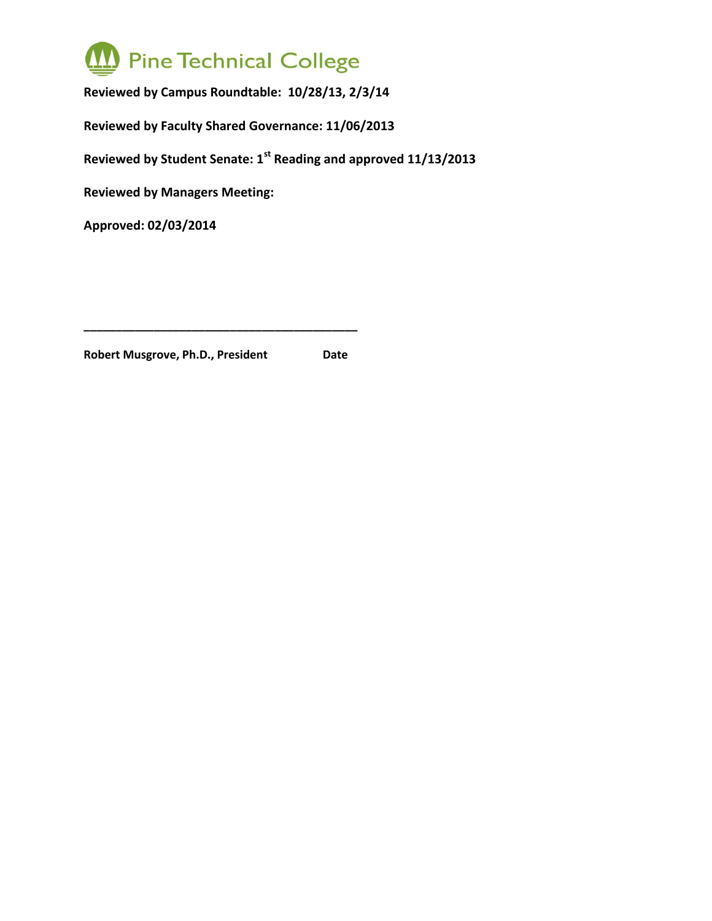Pine Technical College

**Reviewed by Campus Roundtable: 10/28/13, 2/3/14**

**Reviewed by Faculty Shared Governance: 11/06/2013**

**Reviewed by Student Senate: 1st Reading and approved 11/13/2013**

**Reviewed by Managers Meeting:**

**Approved: 02/03/2014**

\_\_\_\_\_\_\_\_\_\_\_\_\_\_\_\_\_\_\_\_\_\_\_\_\_\_\_\_\_\_\_\_\_\_\_\_\_\_\_\_\_\_\_

**Robert Musgrove, Ph.D., President Date**